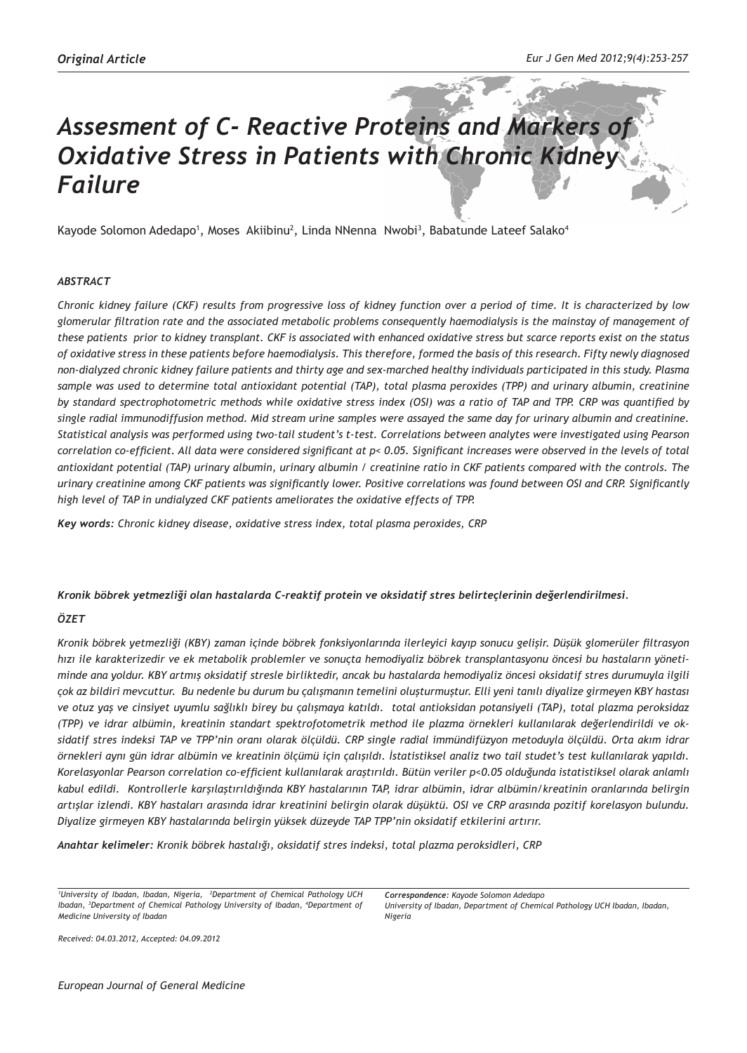*Original Article*

# *Assesment of C- Reactive Proteins and Markers of Oxidative Stress in Patients with Chronic Kidney Failure*

Kayode Solomon Adedapo[1], Moses Akiibinu[2], Linda NNenna Nwobi[3], Babatunde Lateef Salako[4]

### *ABSTRACT*

*Chronic kidney failure (CKF) results from progressive loss of kidney function over a period of time. It is characterized by low glomerular filtration rate and the associated metabolic problems consequently haemodialysis is the mainstay of management of these patients prior to kidney transplant. CKF is associated with enhanced oxidative stress but scarce reports exist on the status of oxidative stress in these patients before haemodialysis. This therefore, formed the basis of this research. Fifty newly diagnosed non-dialyzed chronic kidney failure patients and thirty age and sex-marched healthy individuals participated in this study. Plasma sample was used to determine total antioxidant potential (TAP), total plasma peroxides (TPP) and urinary albumin, creatinine by standard spectrophotometric methods while oxidative stress index (OSI) was a ratio of TAP and TPP. CRP was quantified by single radial immunodiffusion method. Mid stream urine samples were assayed the same day for urinary albumin and creatinine. Statistical analysis was performed using two-tail student's t-test. Correlations between analytes were investigated using Pearson correlation co-efficient. All data were considered significant at p< 0.05. Significant increases were observed in the levels of total antioxidant potential (TAP) urinary albumin, urinary albumin / creatinine ratio in CKF patients compared with the controls. The urinary creatinine among CKF patients was significantly lower. Positive correlations was found between OSI and CRP. Significantly high level of TAP in undialyzed CKF patients ameliorates the oxidative effects of TPP.*

***Key words:*** *Chronic kidney disease, oxidative stress index, total plasma peroxides, CRP*

***Kronik böbrek yetmezliği olan hastalarda C-reaktif protein ve oksidatif stres belirteçlerinin değerlendirilmesi.***

### *ÖZET*

*Kronik böbrek yetmezliği (KBY) zaman içinde böbrek fonksiyonlarında ilerleyici kayıp sonucu gelişir. Düşük glomerüler filtrasyon hızı ile karakterizedir ve ek metabolik problemler ve sonuçta hemodiyaliz böbrek transplantasyonu öncesi bu hastaların yönetiminde ana yoldur. KBY artmış oksidatif stresle birliktedir, ancak bu hastalarda hemodiyaliz öncesi oksidatif stres durumuyla ilgili çok az bildiri mevcuttur. Bu nedenle bu durum bu çalışmanın temelini oluşturmuştur. Elli yeni tanılı diyalize girmeyen KBY hastası ve otuz yaş ve cinsiyet uyumlu sağlıklı birey bu çalışmaya katıldı. total antioksidan potansiyeli (TAP), total plazma peroksidaz (TPP) ve idrar albümin, kreatinin standart spektrofotometrik method ile plazma örnekleri kullanılarak değerlendirildi ve oksidatif stres indeksi TAP ve TPP'nin oranı olarak ölçüldü. CRP single radial immündifüzyon metoduyla ölçüldü. Orta akım idrar örnekleri aynı gün idrar albümin ve kreatinin ölçümü için çalışıldı. İstatistiksel analiz two tail studet's test kullanılarak yapıldı. Korelasyonlar Pearson correlation co-efficient kullanılarak araştırıldı. Bütün veriler p<0.05 olduğunda istatistiksel olarak anlamlı kabul edildi. Kontrollerle karşılaştırıldığında KBY hastalarının TAP, idrar albümin, idrar albümin/kreatinin oranlarında belirgin artışlar izlendi. KBY hastaları arasında idrar kreatinini belirgin olarak düşüktü. OSI ve CRP arasında pozitif korelasyon bulundu. Diyalize girmeyen KBY hastalarında belirgin yüksek düzeyde TAP TPP'nin oksidatif etkilerini artırır.*

***Anahtar kelimeler:*** *Kronik böbrek hastalığı, oksidatif stres indeksi, total plazma peroksidleri, CRP*

*[1]University of Ibadan, Ibadan, Nigeria, [2]Department of Chemical Pathology UCH Ibadan, [3]Department of Chemical Pathology University of Ibadan, [4]Department of Medicine University of Ibadan*

***Correspondence:*** *Kayode Solomon Adedapo*
*University of Ibadan, Department of Chemical Pathology UCH Ibadan, Ibadan, Nigeria*

*Received: 04.03.2012, Accepted: 04.09.2012*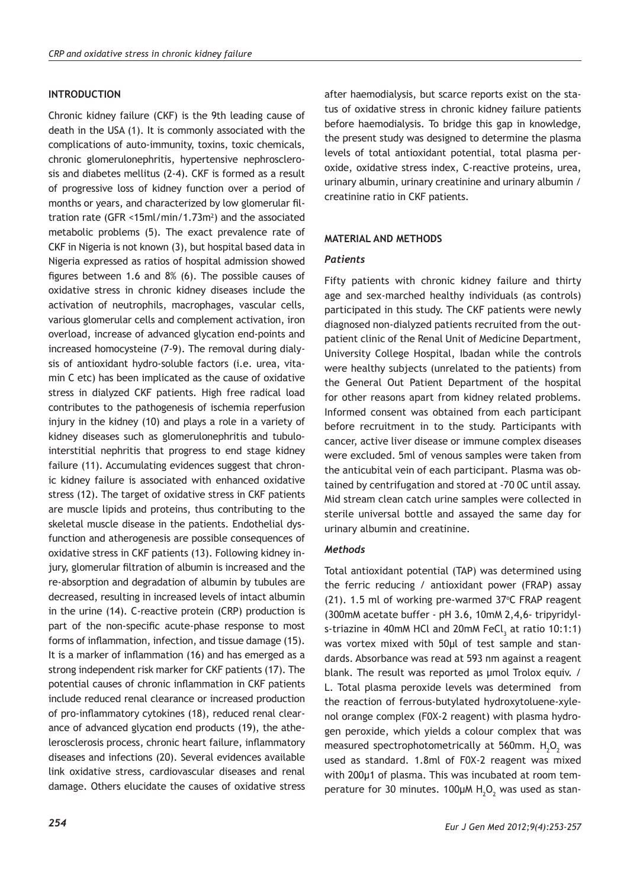## INTRODUCTION

Chronic kidney failure (CKF) is the 9th leading cause of death in the USA (1). It is commonly associated with the complications of auto-immunity, toxins, toxic chemicals, chronic glomerulonephritis, hypertensive nephrosclerosis and diabetes mellitus (2-4). CKF is formed as a result of progressive loss of kidney function over a period of months or years, and characterized by low glomerular filtration rate (GFR <15ml/min/1.73m$^2$) and the associated metabolic problems (5). The exact prevalence rate of CKF in Nigeria is not known (3), but hospital based data in Nigeria expressed as ratios of hospital admission showed figures between 1.6 and 8% (6). The possible causes of oxidative stress in chronic kidney diseases include the activation of neutrophils, macrophages, vascular cells, various glomerular cells and complement activation, iron overload, increase of advanced glycation end-points and increased homocysteine (7-9). The removal during dialysis of antioxidant hydro-soluble factors (i.e. urea, vitamin C etc) has been implicated as the cause of oxidative stress in dialyzed CKF patients. High free radical load contributes to the pathogenesis of ischemia reperfusion injury in the kidney (10) and plays a role in a variety of kidney diseases such as glomerulonephritis and tubulointerstitial nephritis that progress to end stage kidney failure (11). Accumulating evidences suggest that chronic kidney failure is associated with enhanced oxidative stress (12). The target of oxidative stress in CKF patients are muscle lipids and proteins, thus contributing to the skeletal muscle disease in the patients. Endothelial dysfunction and atherogenesis are possible consequences of oxidative stress in CKF patients (13). Following kidney injury, glomerular filtration of albumin is increased and the re-absorption and degradation of albumin by tubules are decreased, resulting in increased levels of intact albumin in the urine (14). C-reactive protein (CRP) production is part of the non-specific acute-phase response to most forms of inflammation, infection, and tissue damage (15). It is a marker of inflammation (16) and has emerged as a strong independent risk marker for CKF patients (17). The potential causes of chronic inflammation in CKF patients include reduced renal clearance or increased production of pro-inflammatory cytokines (18), reduced renal clearance of advanced glycation end products (19), the athelerosclerosis process, chronic heart failure, inflammatory diseases and infections (20). Several evidences available link oxidative stress, cardiovascular diseases and renal damage. Others elucidate the causes of oxidative stress after haemodialysis, but scarce reports exist on the status of oxidative stress in chronic kidney failure patients before haemodialysis. To bridge this gap in knowledge, the present study was designed to determine the plasma levels of total antioxidant potential, total plasma peroxide, oxidative stress index, C-reactive proteins, urea, urinary albumin, urinary creatinine and urinary albumin / creatinine ratio in CKF patients.

## MATERIAL AND METHODS

### *Patients*

Fifty patients with chronic kidney failure and thirty age and sex-marched healthy individuals (as controls) participated in this study. The CKF patients were newly diagnosed non-dialyzed patients recruited from the outpatient clinic of the Renal Unit of Medicine Department, University College Hospital, Ibadan while the controls were healthy subjects (unrelated to the patients) from the General Out Patient Department of the hospital for other reasons apart from kidney related problems. Informed consent was obtained from each participant before recruitment in to the study. Participants with cancer, active liver disease or immune complex diseases were excluded. 5ml of venous samples were taken from the anticubital vein of each participant. Plasma was obtained by centrifugation and stored at -70 0C until assay. Mid stream clean catch urine samples were collected in sterile universal bottle and assayed the same day for urinary albumin and creatinine.

### *Methods*

Total antioxidant potential (TAP) was determined using the ferric reducing / antioxidant power (FRAP) assay (21). 1.5 ml of working pre-warmed 37$^o$C FRAP reagent (300mM acetate buffer - pH 3.6, 10mM 2,4,6- tripyridyls-triazine in 40mM HCl and 20mM $FeCl_3$ at ratio 10:1:1) was vortex mixed with 50µl of test sample and standards. Absorbance was read at 593 nm against a reagent blank. The result was reported as µmol Trolox equiv. / L. Total plasma peroxide levels was determined from the reaction of ferrous-butylated hydroxytoluene-xylenol orange complex (FOX-2 reagent) with plasma hydrogen peroxide, which yields a colour complex that was measured spectrophotometrically at 560mm. $H_2O_2$ was used as standard. 1.8ml of FOX-2 reagent was mixed with 200µ1 of plasma. This was incubated at room temperature for 30 minutes. 100µM $H_2O_2$ was used as stan-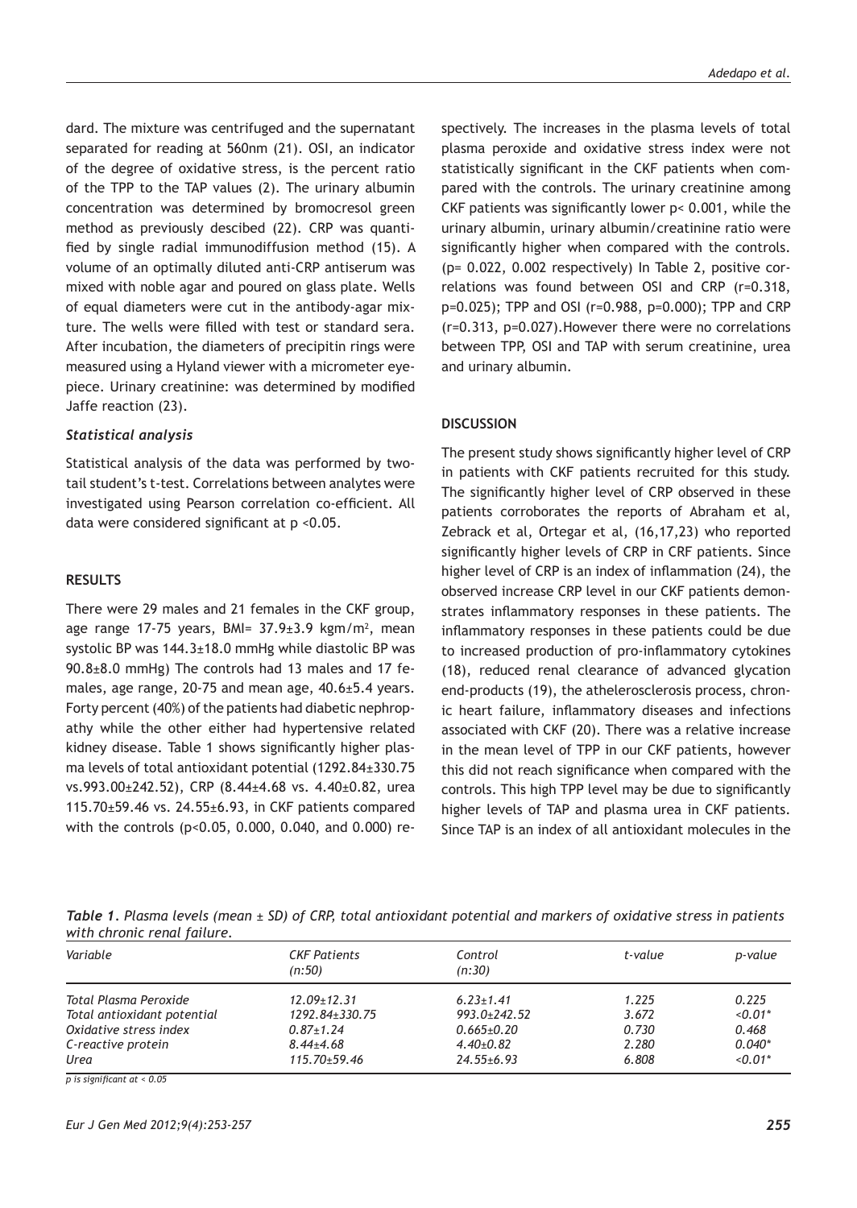dard. The mixture was centrifuged and the supernatant separated for reading at 560nm (21). OSI, an indicator of the degree of oxidative stress, is the percent ratio of the TPP to the TAP values (2). The urinary albumin concentration was determined by bromocresol green method as previously descibed (22). CRP was quantified by single radial immunodiffusion method (15). A volume of an optimally diluted anti-CRP antiserum was mixed with noble agar and poured on glass plate. Wells of equal diameters were cut in the antibody-agar mixture. The wells were filled with test or standard sera. After incubation, the diameters of precipitin rings were measured using a Hyland viewer with a micrometer eyepiece. Urinary creatinine: was determined by modified Jaffe reaction (23).

### *Statistical analysis*

Statistical analysis of the data was performed by two-tail student's t-test. Correlations between analytes were investigated using Pearson correlation co-efficient. All data were considered significant at $p < 0.05$.

## RESULTS

There were 29 males and 21 females in the CKF group, age range 17-75 years, BMI= 37.9±3.9 kgm/m$^2$, mean systolic BP was 144.3±18.0 mmHg while diastolic BP was 90.8±8.0 mmHg) The controls had 13 males and 17 females, age range, 20-75 and mean age, 40.6±5.4 years. Forty percent (40%) of the patients had diabetic nephropathy while the other either had hypertensive related kidney disease. Table 1 shows significantly higher plasma levels of total antioxidant potential (1292.84±330.75 vs.993.00±242.52), CRP (8.44±4.68 vs. 4.40±0.82, urea 115.70±59.46 vs. 24.55±6.93, in CKF patients compared with the controls (p<0.05, 0.000, 0.040, and 0.000) respectively. The increases in the plasma levels of total plasma peroxide and oxidative stress index were not statistically significant in the CKF patients when compared with the controls. The urinary creatinine among CKF patients was significantly lower p< 0.001, while the urinary albumin, urinary albumin/creatinine ratio were significantly higher when compared with the controls. (p= 0.022, 0.002 respectively) In Table 2, positive correlations was found between OSI and CRP (r=0.318, p=0.025); TPP and OSI (r=0.988, p=0.000); TPP and CRP (r=0.313, p=0.027).However there were no correlations between TPP, OSI and TAP with serum creatinine, urea and urinary albumin.

## DISCUSSION

The present study shows significantly higher level of CRP in patients with CKF patients recruited for this study. The significantly higher level of CRP observed in these patients corroborates the reports of Abraham et al, Zebrack et al, Ortegar et al, (16,17,23) who reported significantly higher levels of CRP in CRF patients. Since higher level of CRP is an index of inflammation (24), the observed increase CRP level in our CKF patients demonstrates inflammatory responses in these patients. The inflammatory responses in these patients could be due to increased production of pro-inflammatory cytokines (18), reduced renal clearance of advanced glycation end-products (19), the athelerosclerosis process, chronic heart failure, inflammatory diseases and infections associated with CKF (20). There was a relative increase in the mean level of TPP in our CKF patients, however this did not reach significance when compared with the controls. This high TPP level may be due to significantly higher levels of TAP and plasma urea in CKF patients. Since TAP is an index of all antioxidant molecules in the

*Table 1. Plasma levels (mean ± SD) of CRP, total antioxidant potential and markers of oxidative stress in patients with chronic renal failure.*

| *Variable* | *CKF Patients (n:50)* | *Control (n:30)* | *t-value* | *p-value* |
|---|---|---|---|---|
| Total Plasma Peroxide | 12.09±12.31 | 6.23±1.41 | 1.225 | 0.225 |
| Total antioxidant potential | 1292.84±330.75 | 993.0±242.52 | 3.672 | <0.01* |
| Oxidative stress index | 0.87±1.24 | 0.665±0.20 | 0.730 | 0.468 |
| C-reactive protein | 8.44±4.68 | 4.40±0.82 | 2.280 | 0.040* |
| Urea | 115.70±59.46 | 24.55±6.93 | 6.808 | <0.01* |

*p is significant at < 0.05*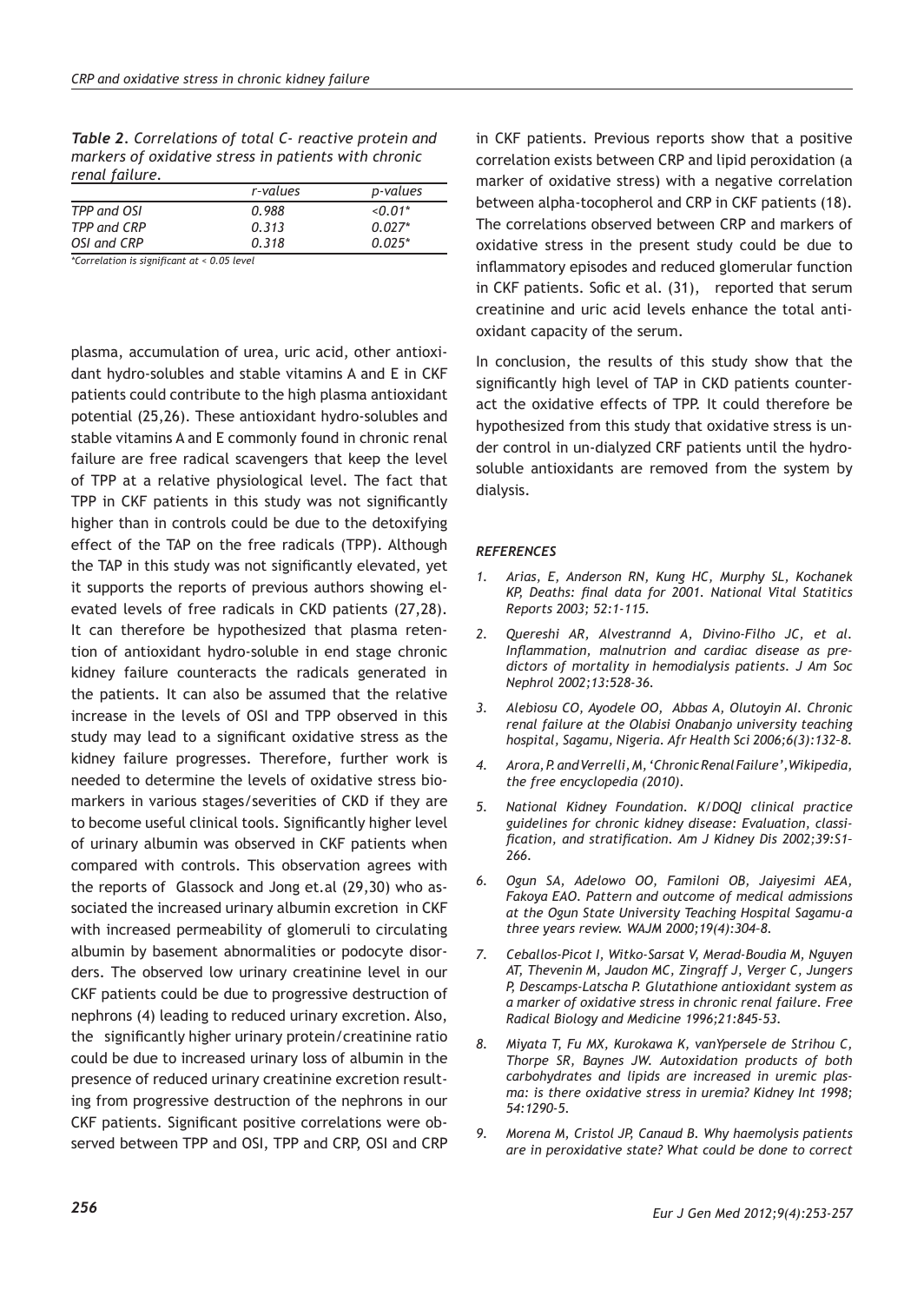*Table 2. Correlations of total C- reactive protein and markers of oxidative stress in patients with chronic renal failure.*

| | r-values | p-values |
|---|---|---|
| TPP and OSI | 0.988 | <0.01* |
| TPP and CRP | 0.313 | 0.027* |
| OSI and CRP | 0.318 | 0.025* |

*Correlation is significant at < 0.05 level

plasma, accumulation of urea, uric acid, other antioxidant hydro-solubles and stable vitamins A and E in CKF patients could contribute to the high plasma antioxidant potential (25,26). These antioxidant hydro-solubles and stable vitamins A and E commonly found in chronic renal failure are free radical scavengers that keep the level of TPP at a relative physiological level. The fact that TPP in CKF patients in this study was not significantly higher than in controls could be due to the detoxifying effect of the TAP on the free radicals (TPP). Although the TAP in this study was not significantly elevated, yet it supports the reports of previous authors showing elevated levels of free radicals in CKD patients (27,28). It can therefore be hypothesized that plasma retention of antioxidant hydro-soluble in end stage chronic kidney failure counteracts the radicals generated in the patients. It can also be assumed that the relative increase in the levels of OSI and TPP observed in this study may lead to a significant oxidative stress as the kidney failure progresses. Therefore, further work is needed to determine the levels of oxidative stress biomarkers in various stages/severities of CKD if they are to become useful clinical tools. Significantly higher level of urinary albumin was observed in CKF patients when compared with controls. This observation agrees with the reports of Glassock and Jong et.al (29,30) who associated the increased urinary albumin excretion in CKF with increased permeability of glomeruli to circulating albumin by basement abnormalities or podocyte disorders. The observed low urinary creatinine level in our CKF patients could be due to progressive destruction of nephrons (4) leading to reduced urinary excretion. Also, the significantly higher urinary protein/creatinine ratio could be due to increased urinary loss of albumin in the presence of reduced urinary creatinine excretion resulting from progressive destruction of the nephrons in our CKF patients. Significant positive correlations were observed between TPP and OSI, TPP and CRP, OSI and CRP in CKF patients. Previous reports show that a positive correlation exists between CRP and lipid peroxidation (a marker of oxidative stress) with a negative correlation between alpha-tocopherol and CRP in CKF patients (18). The correlations observed between CRP and markers of oxidative stress in the present study could be due to inflammatory episodes and reduced glomerular function in CKF patients. Sofic et al. (31), reported that serum creatinine and uric acid levels enhance the total antioxidant capacity of the serum.

In conclusion, the results of this study show that the significantly high level of TAP in CKD patients counteract the oxidative effects of TPP. It could therefore be hypothesized from this study that oxidative stress is under control in un-dialyzed CRF patients until the hydrosoluble antioxidants are removed from the system by dialysis.

### REFERENCES

1. *Arias, E, Anderson RN, Kung HC, Murphy SL, Kochanek KP, Deaths: final data for 2001. National Vital Statitics Reports 2003; 52:1-115.*
2. *Quereshi AR, Alvestrannd A, Divino-Filho JC, et al. Inflammation, malnutrion and cardiac disease as predictors of mortality in hemodialysis patients. J Am Soc Nephrol 2002;13:528-36.*
3. *Alebiosu CO, Ayodele OO, Abbas A, Olutoyin AI. Chronic renal failure at the Olabisi Onabanjo university teaching hospital, Sagamu, Nigeria. Afr Health Sci 2006;6(3):132-8.*
4. *Arora, P. and Verrelli, M, 'Chronic Renal Failure', Wikipedia, the free encyclopedia (2010).*
5. *National Kidney Foundation. K/DOQI clinical practice guidelines for chronic kidney disease: Evaluation, classification, and stratification. Am J Kidney Dis 2002;39:S1-266.*
6. *Ogun SA, Adelowo OO, Familoni OB, Jaiyesimi AEA, Fakoya EAO. Pattern and outcome of medical admissions at the Ogun State University Teaching Hospital Sagamu-a three years review. WAJM 2000;19(4):304-8.*
7. *Ceballos-Picot I, Witko-Sarsat V, Merad-Boudia M, Nguyen AT, Thevenin M, Jaudon MC, Zingraff J, Verger C, Jungers P, Descamps-Latscha P. Glutathione antioxidant system as a marker of oxidative stress in chronic renal failure. Free Radical Biology and Medicine 1996;21:845-53.*
8. *Miyata T, Fu MX, Kurokawa K, vanYpersele de Strihou C, Thorpe SR, Baynes JW. Autoxidation products of both carbohydrates and lipids are increased in uremic plasma: is there oxidative stress in uremia? Kidney Int 1998; 54:1290-5.*
9. *Morena M, Cristol JP, Canaud B. Why haemolysis patients are in peroxidative state? What could be done to correct*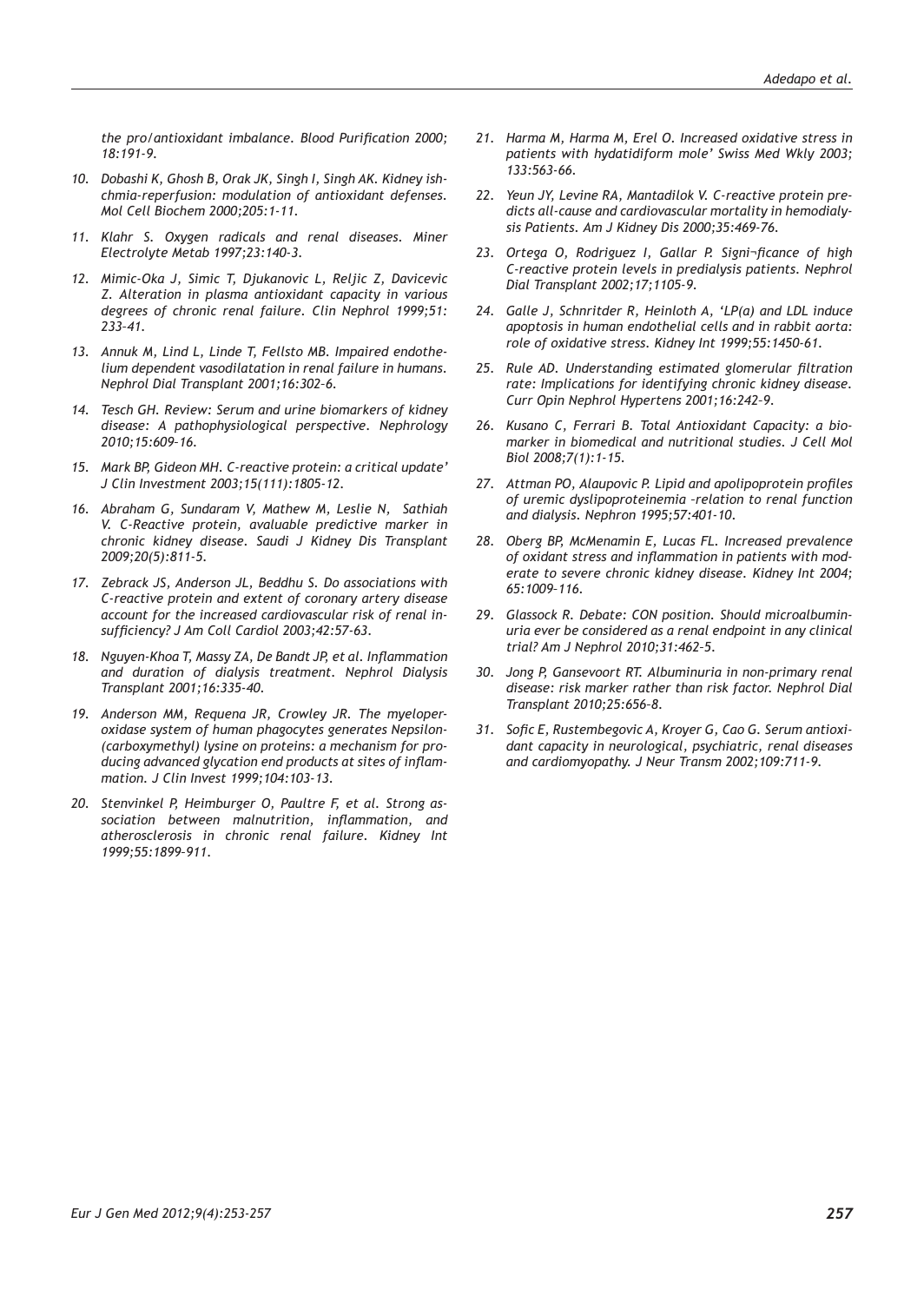the pro/antioxidant imbalance. Blood Purification 2000; 18:191-9.

10. Dobashi K, Ghosh B, Orak JK, Singh I, Singh AK. Kidney ishchmia-reperfusion: modulation of antioxidant defenses. Mol Cell Biochem 2000;205:1-11.

11. Klahr S. Oxygen radicals and renal diseases. Miner Electrolyte Metab 1997;23:140-3.

12. Mimic-Oka J, Simic T, Djukanovic L, Reljic Z, Davicevic Z. Alteration in plasma antioxidant capacity in various degrees of chronic renal failure. Clin Nephrol 1999;51: 233–41.

13. Annuk M, Lind L, Linde T, Fellsto MB. Impaired endothelium dependent vasodilatation in renal failure in humans. Nephrol Dial Transplant 2001;16:302–6.

14. Tesch GH. Review: Serum and urine biomarkers of kidney disease: A pathophysiological perspective. Nephrology 2010;15:609–16.

15. Mark BP, Gideon MH. C-reactive protein: a critical update' J Clin Investment 2003;15(111):1805-12.

16. Abraham G, Sundaram V, Mathew M, Leslie N, Sathiah V. C-Reactive protein, avaluable predictive marker in chronic kidney disease. Saudi J Kidney Dis Transplant 2009;20(5):811-5.

17. Zebrack JS, Anderson JL, Beddhu S. Do associations with C-reactive protein and extent of coronary artery disease account for the increased cardiovascular risk of renal insufficiency? J Am Coll Cardiol 2003;42:57-63.

18. Nguyen-Khoa T, Massy ZA, De Bandt JP, et al. Inflammation and duration of dialysis treatment. Nephrol Dialysis Transplant 2001;16:335-40.

19. Anderson MM, Requena JR, Crowley JR. The myeloperoxidase system of human phagocytes generates Nepsilon-(carboxymethyl) lysine on proteins: a mechanism for producing advanced glycation end products at sites of inflammation. J Clin Invest 1999;104:103-13.

20. Stenvinkel P, Heimburger O, Paultre F, et al. Strong association between malnutrition, inflammation, and atherosclerosis in chronic renal failure. Kidney Int 1999;55:1899–911.

21. Harma M, Harma M, Erel O. Increased oxidative stress in patients with hydatidiform mole' Swiss Med Wkly 2003; 133:563-66.

22. Yeun JY, Levine RA, Mantadilok V. C-reactive protein predicts all-cause and cardiovascular mortality in hemodialysis Patients. Am J Kidney Dis 2000;35:469-76.

23. Ortega O, Rodriguez I, Gallar P. Signi¬ficance of high C-reactive protein levels in predialysis patients. Nephrol Dial Transplant 2002;17;1105-9.

24. Galle J, Schnritder R, Heinloth A, 'LP(a) and LDL induce apoptosis in human endothelial cells and in rabbit aorta: role of oxidative stress. Kidney Int 1999;55:1450-61.

25. Rule AD. Understanding estimated glomerular filtration rate: Implications for identifying chronic kidney disease. Curr Opin Nephrol Hypertens 2001;16:242–9.

26. Kusano C, Ferrari B. Total Antioxidant Capacity: a biomarker in biomedical and nutritional studies. J Cell Mol Biol 2008;7(1):1-15.

27. Attman PO, Alaupovic P. Lipid and apolipoprotein profiles of uremic dyslipoproteinemia –relation to renal function and dialysis. Nephron 1995;57:401-10.

28. Oberg BP, McMenamin E, Lucas FL. Increased prevalence of oxidant stress and inflammation in patients with moderate to severe chronic kidney disease. Kidney Int 2004; 65:1009–116.

29. Glassock R. Debate: CON position. Should microalbuminuria ever be considered as a renal endpoint in any clinical trial? Am J Nephrol 2010;31:462–5.

30. Jong P, Gansevoort RT. Albuminuria in non-primary renal disease: risk marker rather than risk factor. Nephrol Dial Transplant 2010;25:656–8.

31. Sofic E, Rustembegovic A, Kroyer G, Cao G. Serum antioxidant capacity in neurological, psychiatric, renal diseases and cardiomyopathy. J Neur Transm 2002;109:711-9.